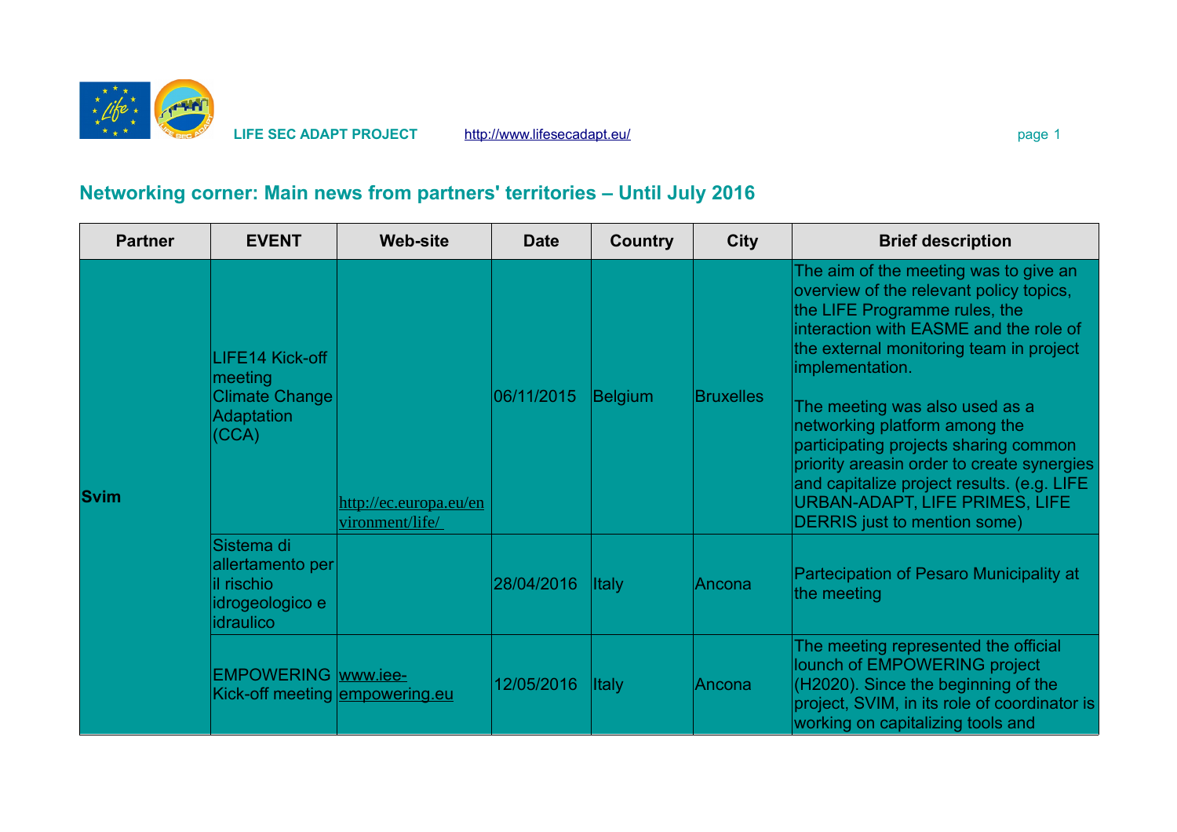LIFE SEC ADAPT PROJECT http://www.lifesecadapt.eu/

## Networking corner: Main news from partners' territories – Until July 2016

| Partner | EVENT | Web-site | Date | Country | City | Brief description |
|---|---|---|---|---|---|---|
| Svim | LIFE14 Kick-off meeting Climate Change Adaptation (CCA) | http://ec.europa.eu/environment/life/ | 06/11/2015 | Belgium | Bruxelles | The aim of the meeting was to give an overview of the relevant policy topics, the LIFE Programme rules, the interaction with EASME and the role of the external monitoring team in project implementation.<br><br>The meeting was also used as a networking platform among the participating projects sharing common priority areasin order to create synergies and capitalize project results. (e.g. LIFE URBAN-ADAPT, LIFE PRIMES, LIFE DERRIS just to mention some) |
| | Sistema di allertamento per il rischio idrogeologico e idraulico | | 28/04/2016 | Italy | Ancona | Partecipation of Pesaro Municipality at the meeting |
| | EMPOWERING Kick-off meeting | www.iee-empowering.eu | 12/05/2016 | Italy | Ancona | The meeting represented the official lounch of EMPOWERING project (H2020). Since the beginning of the project, SVIM, in its role of coordinator is working on capitalizing tools and |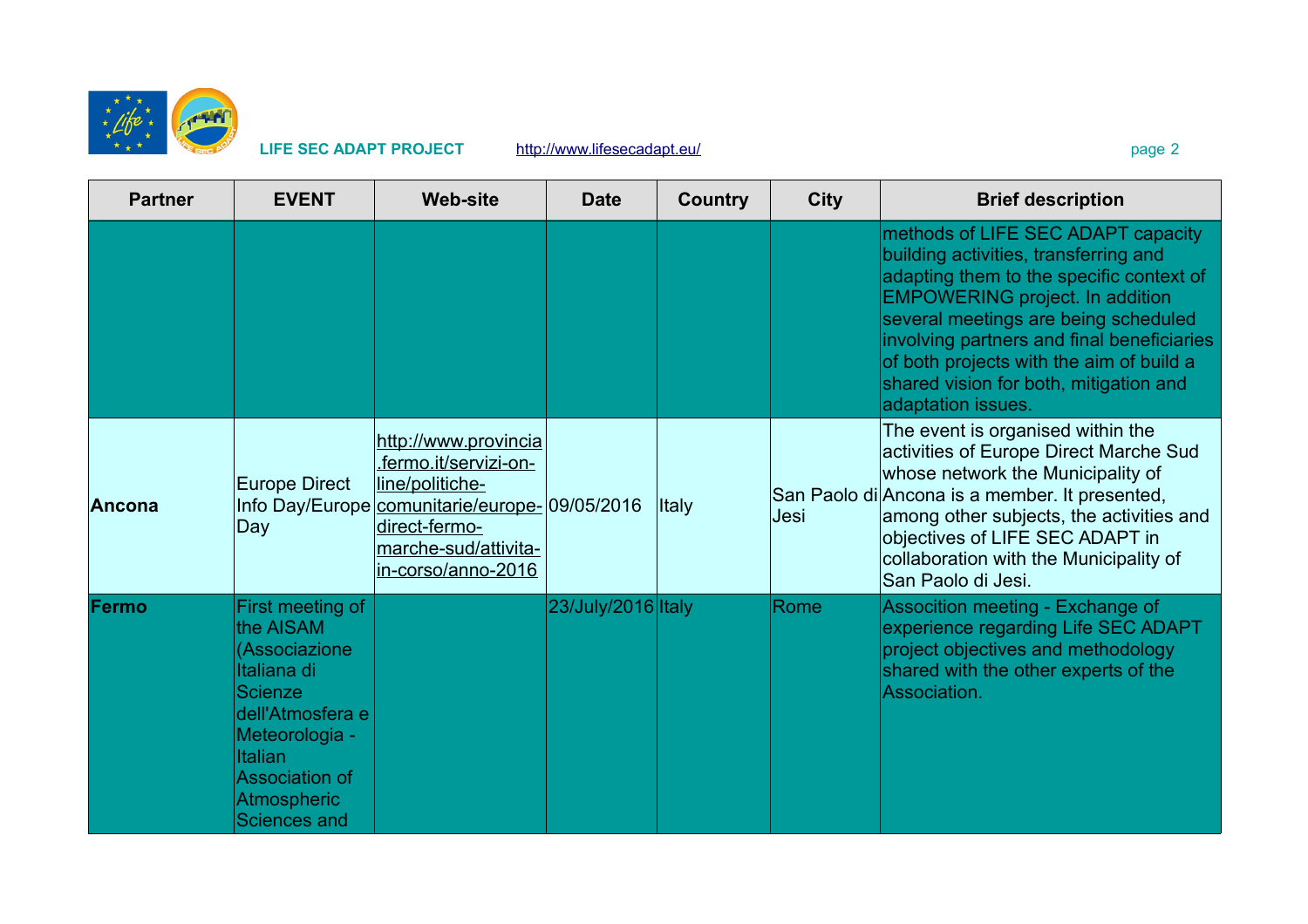| Partner | EVENT | Web-site | Date | Country | City | Brief description |
|---|---|---|---|---|---|---|
| | | | | | | methods of LIFE SEC ADAPT capacity building activities, transferring and adapting them to the specific context of EMPOWERING project. In addition several meetings are being scheduled involving partners and final beneficiaries of both projects with the aim of build a shared vision for both, mitigation and adaptation issues. |
| **Ancona** | Europe Direct Info Day/Europe Day | http://www.provincia.fermo.it/servizi-on-line/politiche-comunitarie/europe-direct-fermo-marche-sud/attivita-in-corso/anno-2016 | 09/05/2016 | Italy | San Paolo di Jesi | The event is organised within the activities of Europe Direct Marche Sud whose network the Municipality of Ancona is a member. It presented, among other subjects, the activities and objectives of LIFE SEC ADAPT in collaboration with the Municipality of San Paolo di Jesi. |
| **Fermo** | First meeting of the AISAM (Associazione Italiana di Scienze dell'Atmosfera e Meteorologia - Italian Association of Atmospheric Sciences and | | 23/July/2016 | Italy | Rome | Assocition meeting - Exchange of experience regarding Life SEC ADAPT project objectives and methodology shared with the other experts of the Association. |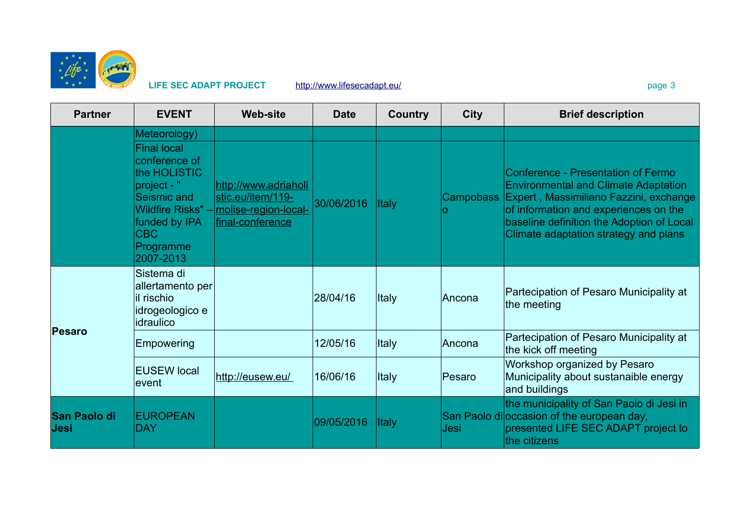| Partner | EVENT | Web-site | Date | Country | City | Brief description |
|---|---|---|---|---|---|---|
| | Meteorology) | | | | | |
| | Final local conference of the HOLISTIC project - " Seismic and Wildfire Risks" – funded by IPA CBC Programme 2007-2013 | http://www.adriaholistic.eu/item/119-molise-region-local-final-conference | 30/06/2016 | Italy | Campobasso | Conference - Presentation of Fermo Environmental and Climate Adaptation Expert , Massimiliano Fazzini, exchange of information and experiences on the baseline definition the Adoption of Local Climate adaptation strategy and plans |
| **Pesaro** | Sistema di allertamento per il rischio idrogeologico e idraulico | | 28/04/16 | Italy | Ancona | Partecipation of Pesaro Municipality at the meeting |
| | Empowering | | 12/05/16 | Italy | Ancona | Partecipation of Pesaro Municipality at the kick off meeting |
| | EUSEW local event | http://eusew.eu/ | 16/06/16 | Italy | Pesaro | Workshop organized by Pesaro Municipality about sustanaible energy and buildings |
| **San Paolo di Jesi** | EUROPEAN DAY | | 09/05/2016 | Italy | San Paolo di Jesi | the municipality of San Paolo di Jesi in occasion of the european day, presented LIFE SEC ADAPT project to the citizens |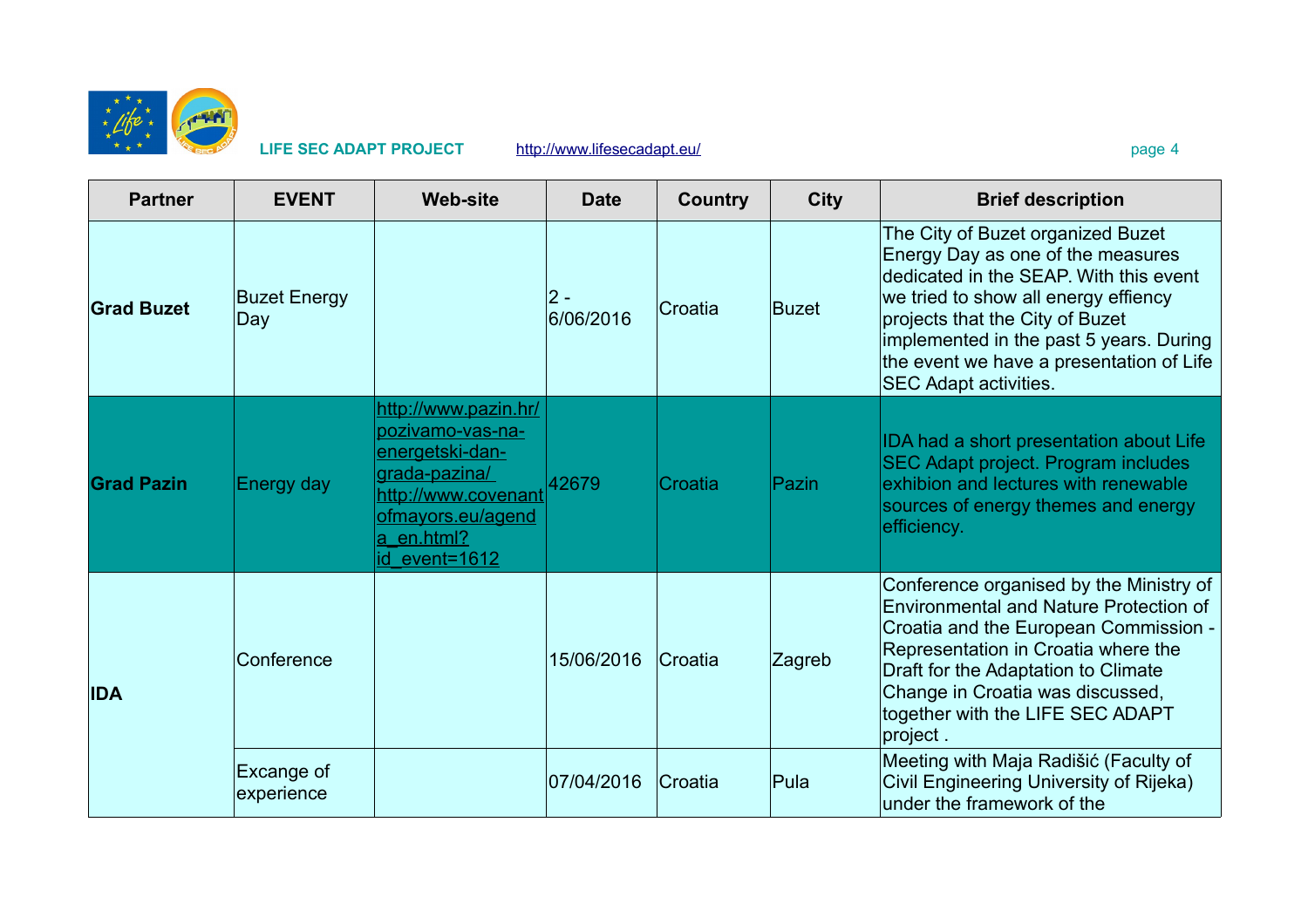| Partner | EVENT | Web-site | Date | Country | City | Brief description |
|---|---|---|---|---|---|---|
| **Grad Buzet** | Buzet Energy Day | | 2 - 6/06/2016 | Croatia | Buzet | The City of Buzet organized Buzet Energy Day as one of the measures dedicated in the SEAP. With this event we tried to show all energy effiency projects that the City of Buzet implemented in the past 5 years. During the event we have a presentation of Life SEC Adapt activities. |
| **Grad Pazin** | Energy day | http://www.pazin.hr/pozivamo-vas-na-energetski-dan-grada-pazina/ http://www.covenantofmayors.eu/agenda_en.html?id_event=1612 | 42679 | Croatia | Pazin | IDA had a short presentation about Life SEC Adapt project. Program includes exhibion and lectures with renewable sources of energy themes and energy efficiency. |
| **IDA** | Conference | | 15/06/2016 | Croatia | Zagreb | Conference organised by the Ministry of Environmental and Nature Protection of Croatia and the European Commission - Representation in Croatia where the Draft for the Adaptation to Climate Change in Croatia was discussed, together with the LIFE SEC ADAPT project . |
| | Excange of experience | | 07/04/2016 | Croatia | Pula | Meeting with Maja Radišić (Faculty of Civil Engineering University of Rijeka) under the framework of the |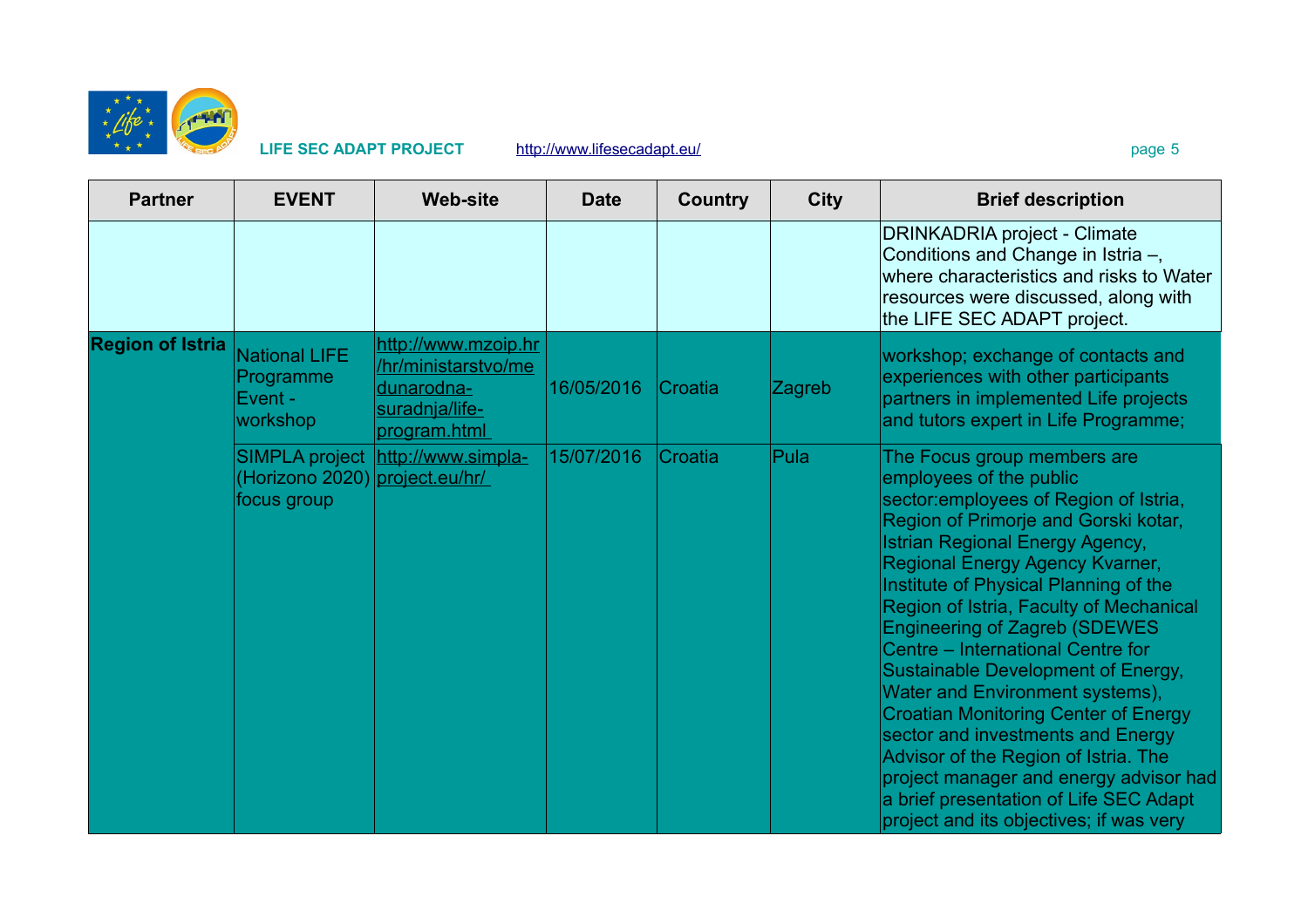| Partner | EVENT | Web-site | Date | Country | City | Brief description |
|---|---|---|---|---|---|---|
| | | | | | | DRINKADRIA project - Climate Conditions and Change in Istria –, where characteristics and risks to Water resources were discussed, along with the LIFE SEC ADAPT project. |
| **Region of Istria** | National LIFE Programme Event - workshop | http://www.mzoip.hr/hr/ministarstvo/medunarodna-suradnja/life-program.html | 16/05/2016 | Croatia | Zagreb | workshop; exchange of contacts and experiences with other participants partners in implemented Life projects and tutors expert in Life Programme; |
| | SIMPLA project (Horizono 2020) focus group | http://www.simpla-project.eu/hr/ | 15/07/2016 | Croatia | Pula | The Focus group members are employees of the public sector:employees of Region of Istria, Region of Primorje and Gorski kotar, Istrian Regional Energy Agency, Regional Energy Agency Kvarner, Institute of Physical Planning of the Region of Istria, Faculty of Mechanical Engineering of Zagreb (SDEWES Centre – International Centre for Sustainable Development of Energy, Water and Environment systems), Croatian Monitoring Center of Energy sector and investments and Energy Advisor of the Region of Istria. The project manager and energy advisor had a brief presentation of Life SEC Adapt project and its objectives; if was very |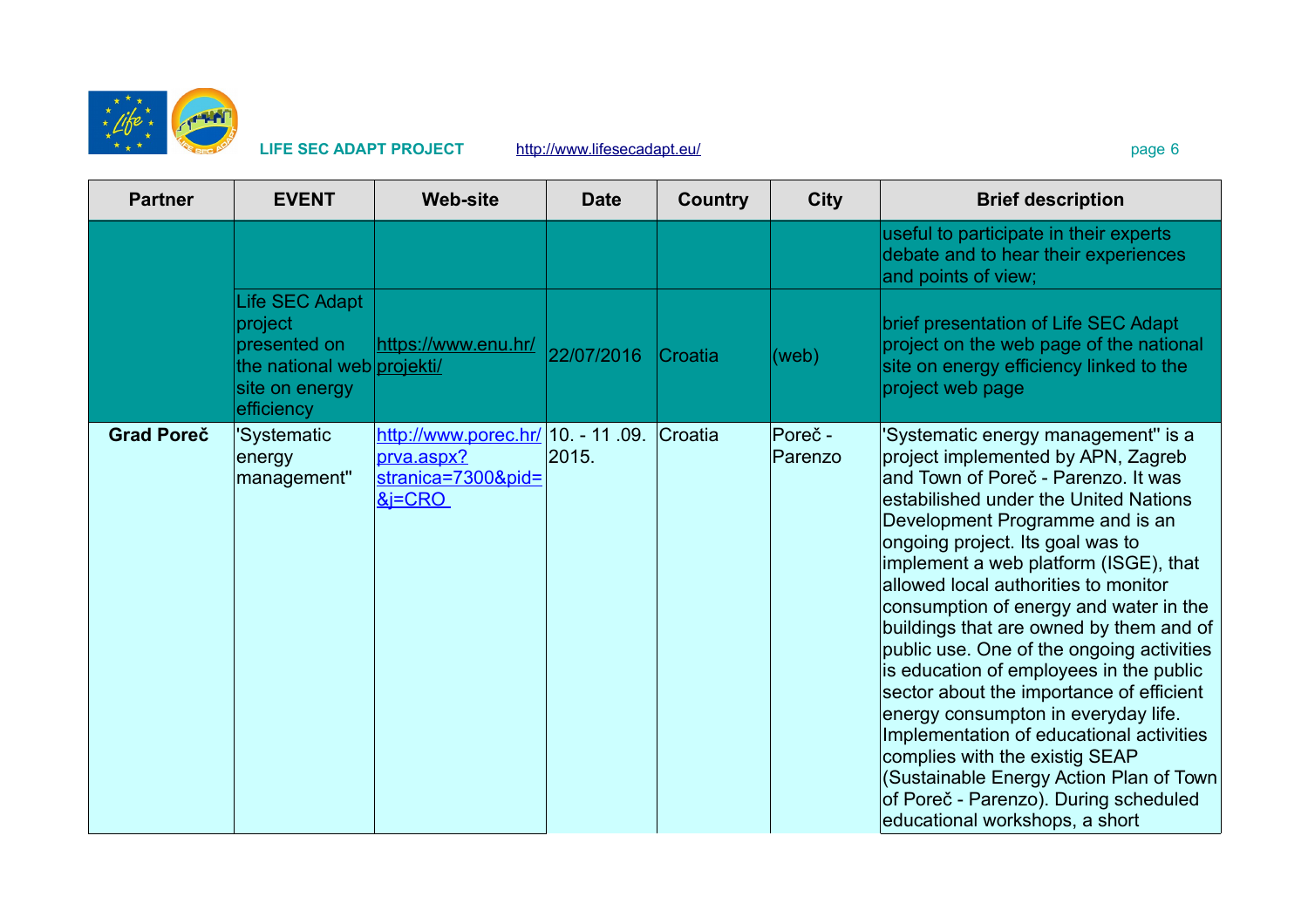| Partner | EVENT | Web-site | Date | Country | City | Brief description |
|---|---|---|---|---|---|---|
| | | | | | | useful to participate in their experts debate and to hear their experiences and points of view; |
| | Life SEC Adapt project presented on the national web site on energy efficiency | https://www.enu.hr/projekti/ | 22/07/2016 | Croatia | (web) | brief presentation of Life SEC Adapt project on the web page of the national site on energy efficiency linked to the project web page |
| **Grad Poreč** | 'Systematic energy management'' | http://www.porec.hr/prva.aspx?stranica=7300&pid=&j=CRO | 10. - 11 .09. 2015. | Croatia | Poreč - Parenzo | 'Systematic energy management'' is a project implemented by APN, Zagreb and Town of Poreč - Parenzo. It was estabilished under the United Nations Development Programme and is an ongoing project. Its goal was to implement a web platform (ISGE), that allowed local authorities to monitor consumption of energy and water in the buildings that are owned by them and of public use. One of the ongoing activities is education of employees in the public sector about the importance of efficient energy consumpton in everyday life. Implementation of educational activities complies with the existig SEAP (Sustainable Energy Action Plan of Town of Poreč - Parenzo). During scheduled educational workshops, a short |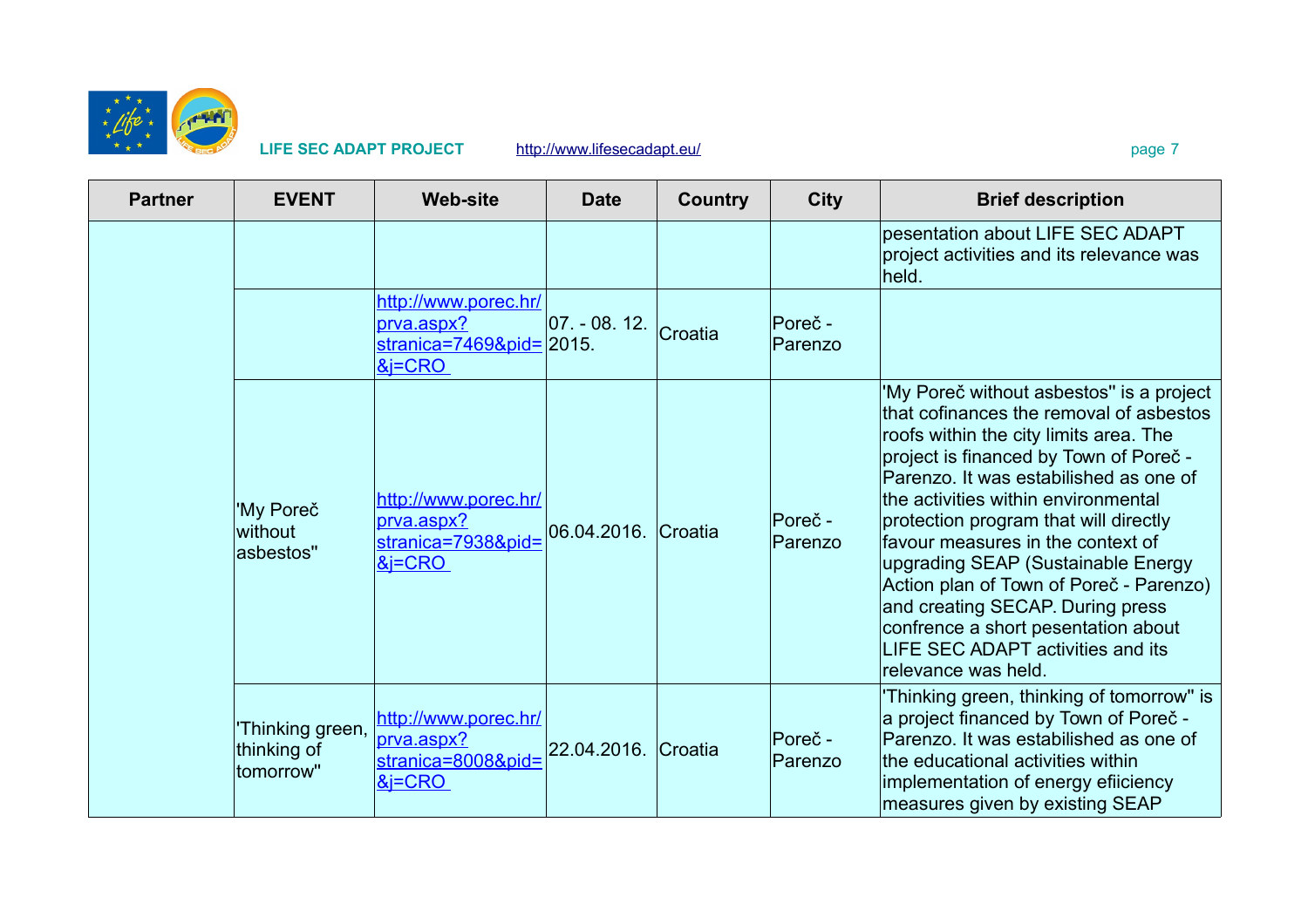| Partner | EVENT | Web-site | Date | Country | City | Brief description |
|---|---|---|---|---|---|---|
| | | | | | | pesentation about LIFE SEC ADAPT project activities and its relevance was held. |
| | | http://www.porec.hr/prva.aspx?stranica=7469&pid=&j=CRO | 07. - 08. 12. 2015. | Croatia | Poreč - Parenzo | |
| | 'My Poreč without asbestos" | http://www.porec.hr/prva.aspx?stranica=7938&pid=&j=CRO | 06.04.2016. | Croatia | Poreč - Parenzo | 'My Poreč without asbestos" is a project that cofinances the removal of asbestos roofs within the city limits area. The project is financed by Town of Poreč - Parenzo. It was estabilished as one of the activities within environmental protection program that will directly favour measures in the context of upgrading SEAP (Sustainable Energy Action plan of Town of Poreč - Parenzo) and creating SECAP. During press confrence a short pesentation about LIFE SEC ADAPT activities and its relevance was held. |
| | 'Thinking green, thinking of tomorrow" | http://www.porec.hr/prva.aspx?stranica=8008&pid=&j=CRO | 22.04.2016. | Croatia | Poreč - Parenzo | 'Thinking green, thinking of tomorrow" is a project financed by Town of Poreč - Parenzo. It was estabilished as one of the educational activities within implementation of energy efiiciency measures given by existing SEAP |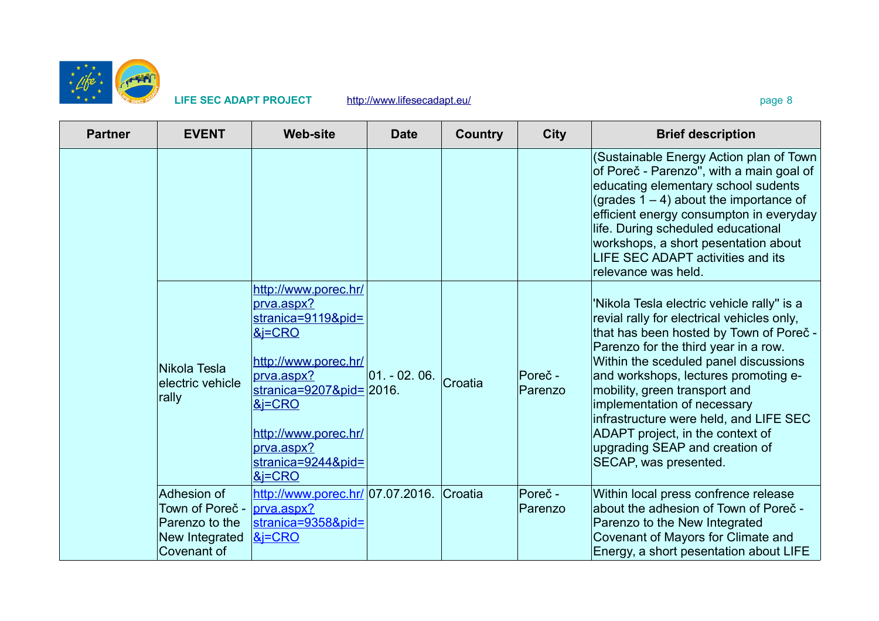| Partner | EVENT | Web-site | Date | Country | City | Brief description |
|---|---|---|---|---|---|---|
| | | | | | | (Sustainable Energy Action plan of Town of Poreč - Parenzo", with a main goal of educating elementary school sudents (grades 1 – 4) about the importance of efficient energy consumpton in everyday life. During scheduled educational workshops, a short pesentation about LIFE SEC ADAPT activities and its relevance was held. |
| | Nikola Tesla electric vehicle rally | http://www.porec.hr/prva.aspx?stranica=9119&pid=&j=CRO<br><br>http://www.porec.hr/prva.aspx?stranica=9207&pid=&j=CRO<br><br>http://www.porec.hr/prva.aspx?stranica=9244&pid=&j=CRO | 01. - 02. 06. 2016. | Croatia | Poreč - Parenzo | 'Nikola Tesla electric vehicle rally" is a revial rally for electrical vehicles only, that has been hosted by Town of Poreč - Parenzo for the third year in a row. Within the sceduled panel discussions and workshops, lectures promoting e-mobility, green transport and implementation of necessary infrastructure were held, and LIFE SEC ADAPT project, in the context of upgrading SEAP and creation of SECAP, was presented. |
| | Adhesion of Town of Poreč - Parenzo to the New Integrated Covenant of | http://www.porec.hr/prva.aspx?stranica=9358&pid=&j=CRO | 07.07.2016. | Croatia | Poreč - Parenzo | Within local press confrence release about the adhesion of Town of Poreč - Parenzo to the New Integrated Covenant of Mayors for Climate and Energy, a short pesentation about LIFE |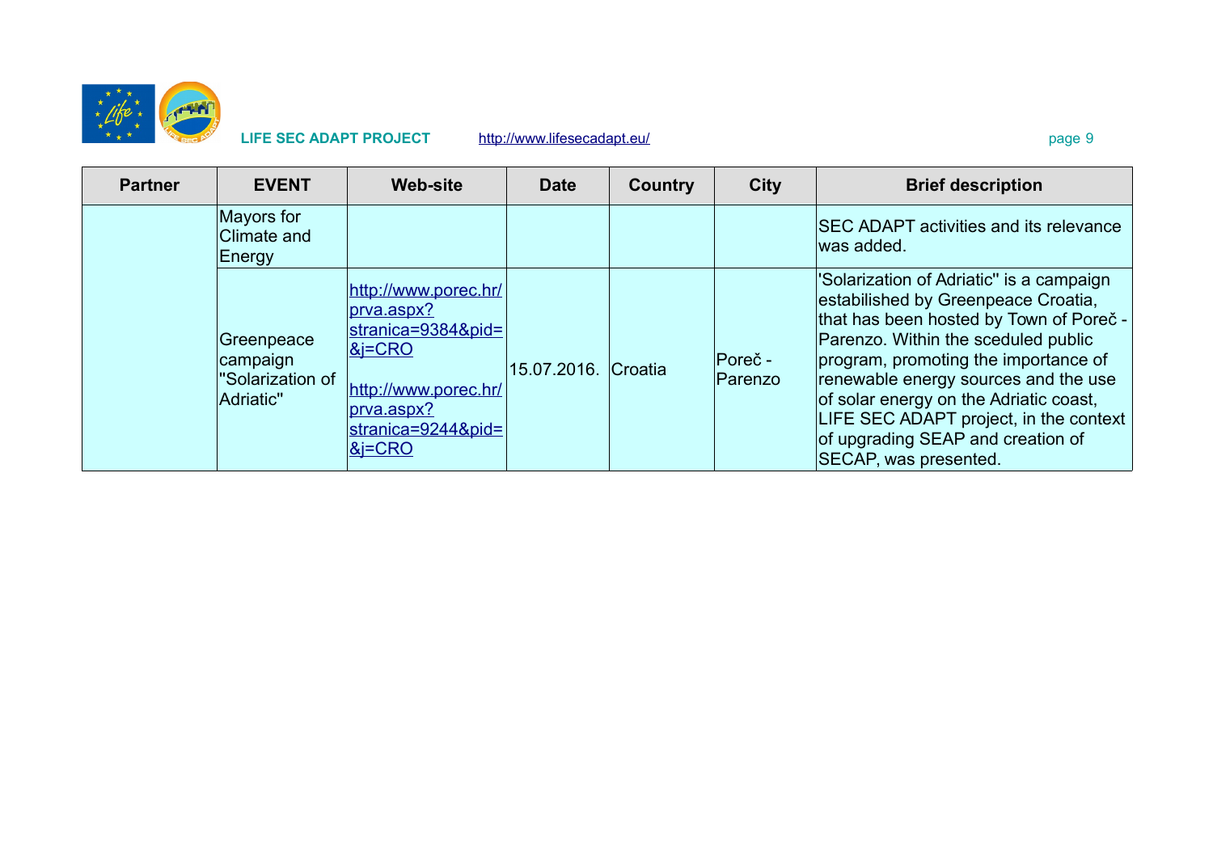| Partner | EVENT | Web-site | Date | Country | City | Brief description |
|---|---|---|---|---|---|---|
| | Mayors for Climate and Energy | | | | | SEC ADAPT activities and its relevance was added. |
| | Greenpeace campaign "Solarization of Adriatic" | http://www.porec.hr/prva.aspx?stranica=9384&pid=&j=CRO http://www.porec.hr/prva.aspx?stranica=9244&pid=&j=CRO | 15.07.2016. | Croatia | Poreč - Parenzo | 'Solarization of Adriatic" is a campaign estabilished by Greenpeace Croatia, that has been hosted by Town of Poreč - Parenzo. Within the sceduled public program, promoting the importance of renewable energy sources and the use of solar energy on the Adriatic coast, LIFE SEC ADAPT project, in the context of upgrading SEAP and creation of SECAP, was presented. |